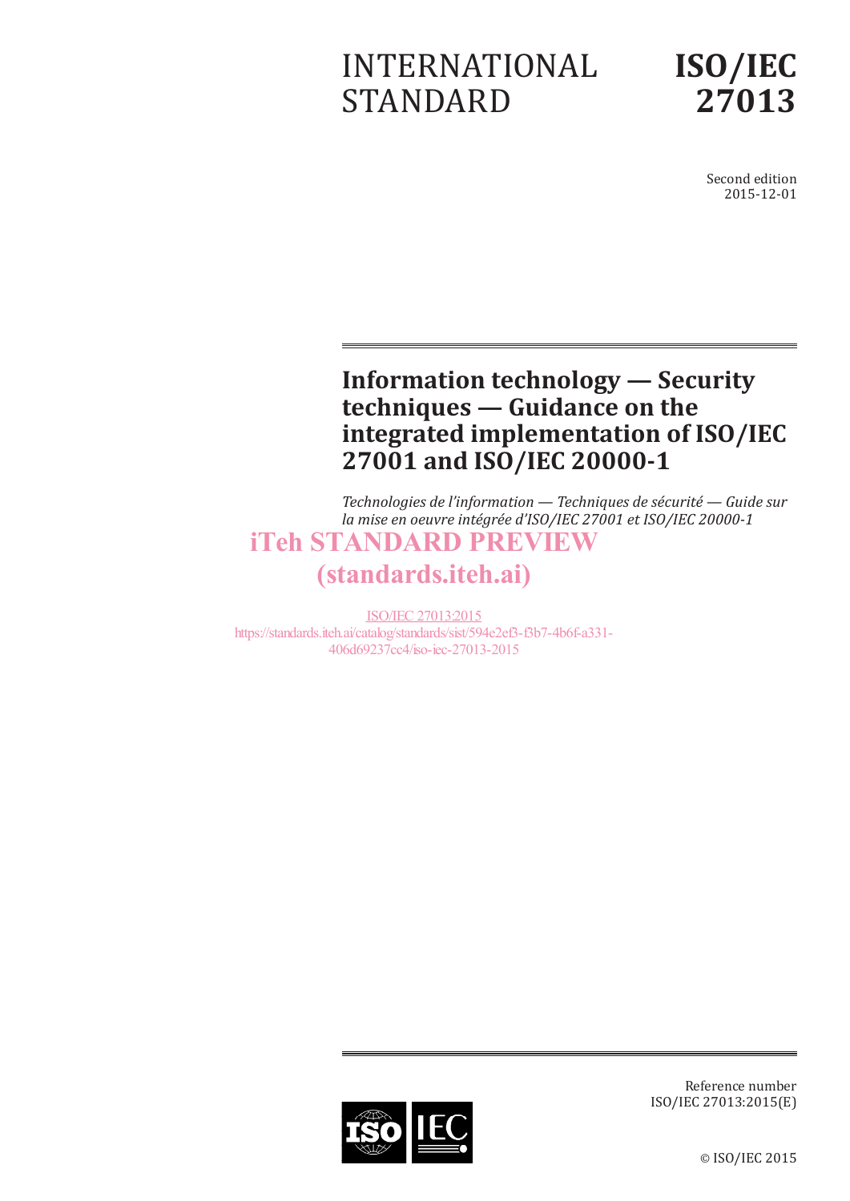INTERNATIONAL STANDARD

# ISO/IEC 27013

Second edition
2015-12-01

# Information technology — Security techniques — Guidance on the integrated implementation of ISO/IEC 27001 and ISO/IEC 20000-1

*Technologies de l'information — Techniques de sécurité — Guide sur la mise en oeuvre intégrée d'ISO/IEC 27001 et ISO/IEC 20000-1*

iTeh STANDARD PREVIEW
(standards.iteh.ai)

ISO/IEC 27013:2015
https://standards.iteh.ai/catalog/standards/sist/594e2ef3-f3b7-4b6f-a331-406d69237cc4/iso-iec-27013-2015

Reference number
ISO/IEC 27013:2015(E)

© ISO/IEC 2015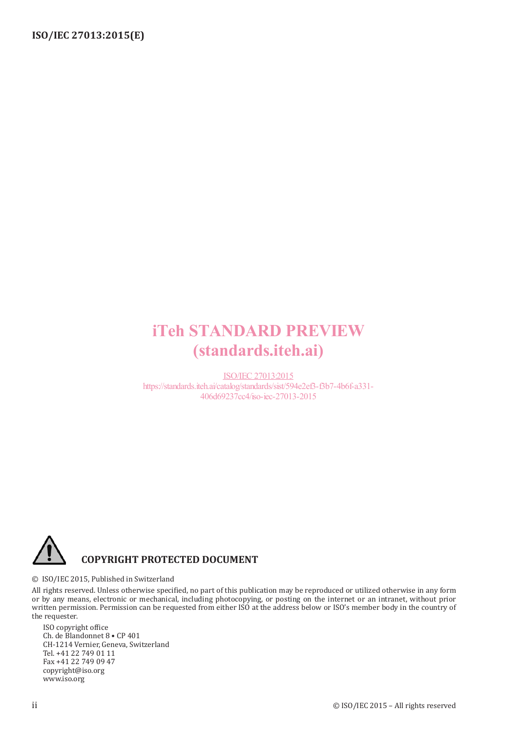iTeh STANDARD PREVIEW
(standards.iteh.ai)

ISO/IEC 27013:2015
https://standards.iteh.ai/catalog/standards/sist/594e2ef3-f3b7-4b6f-a331-406d69237cc4/iso-iec-27013-2015

**COPYRIGHT PROTECTED DOCUMENT**

© ISO/IEC 2015, Published in Switzerland

All rights reserved. Unless otherwise specified, no part of this publication may be reproduced or utilized otherwise in any form or by any means, electronic or mechanical, including photocopying, or posting on the internet or an intranet, without prior written permission. Permission can be requested from either ISO at the address below or ISO's member body in the country of the requester.

ISO copyright office
Ch. de Blandonnet 8 • CP 401
CH-1214 Vernier, Geneva, Switzerland
Tel. +41 22 749 01 11
Fax +41 22 749 09 47
copyright@iso.org
www.iso.org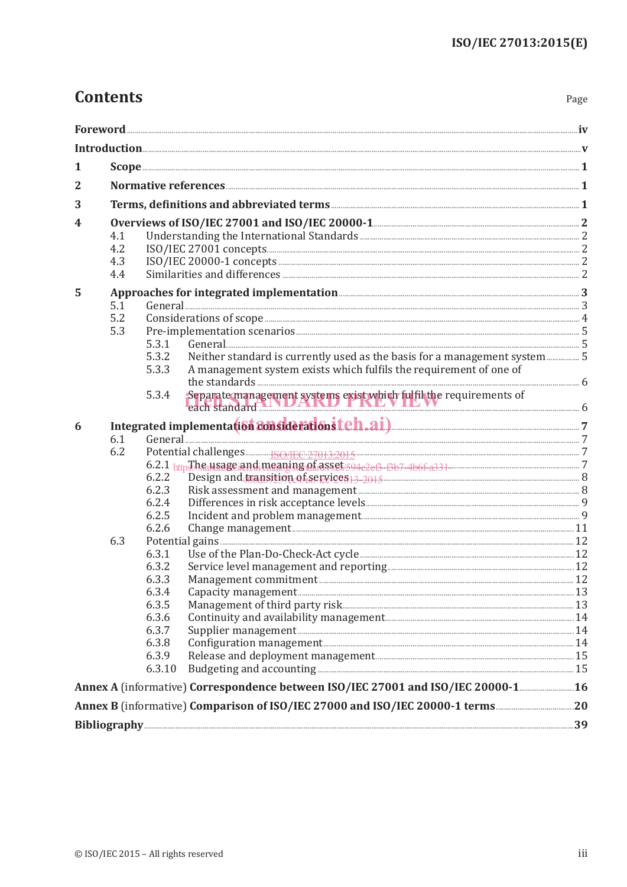# Contents

Page

**Foreword** .......... **iv**

**Introduction** .......... **v**

**1 Scope** .......... **1**

**2 Normative references** .......... **1**

**3 Terms, definitions and abbreviated terms** .......... **1**

**4 Overviews of ISO/IEC 27001 and ISO/IEC 20000-1** .......... **2**

- 4.1 Understanding the International Standards .......... 2
- 4.2 ISO/IEC 27001 concepts .......... 2
- 4.3 ISO/IEC 20000-1 concepts .......... 2
- 4.4 Similarities and differences .......... 2

**5 Approaches for integrated implementation** .......... **3**

- 5.1 General .......... 3
- 5.2 Considerations of scope .......... 4
- 5.3 Pre-implementation scenarios .......... 5
  - 5.3.1 General .......... 5
  - 5.3.2 Neither standard is currently used as the basis for a management system .......... 5
  - 5.3.3 A management system exists which fulfils the requirement of one of the standards .......... 6
  - 5.3.4 Separate management systems exist which fulfil the requirements of each standard .......... 6

**6 Integrated implementation considerations** .......... **7**

- 6.1 General .......... 7
- 6.2 Potential challenges .......... 7
  - 6.2.1 The usage and meaning of asset .......... 7
  - 6.2.2 Design and transition of services .......... 8
  - 6.2.3 Risk assessment and management .......... 8
  - 6.2.4 Differences in risk acceptance levels .......... 9
  - 6.2.5 Incident and problem management .......... 9
  - 6.2.6 Change management .......... 11
- 6.3 Potential gains .......... 12
  - 6.3.1 Use of the Plan-Do-Check-Act cycle .......... 12
  - 6.3.2 Service level management and reporting .......... 12
  - 6.3.3 Management commitment .......... 12
  - 6.3.4 Capacity management .......... 13
  - 6.3.5 Management of third party risk .......... 13
  - 6.3.6 Continuity and availability management .......... 14
  - 6.3.7 Supplier management .......... 14
  - 6.3.8 Configuration management .......... 14
  - 6.3.9 Release and deployment management .......... 15
  - 6.3.10 Budgeting and accounting .......... 15

**Annex A** (informative) **Correspondence between ISO/IEC 27001 and ISO/IEC 20000-1** .......... **16**

**Annex B** (informative) **Comparison of ISO/IEC 27000 and ISO/IEC 20000-1 terms** .......... **20**

**Bibliography** .......... **39**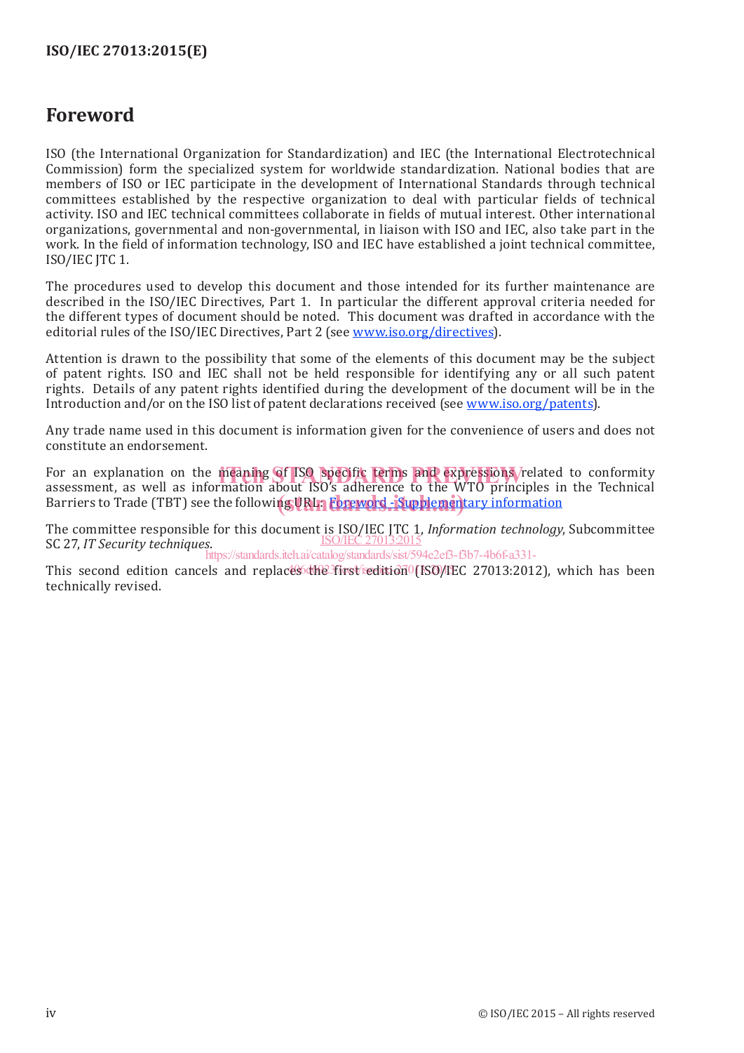# Foreword

ISO (the International Organization for Standardization) and IEC (the International Electrotechnical Commission) form the specialized system for worldwide standardization. National bodies that are members of ISO or IEC participate in the development of International Standards through technical committees established by the respective organization to deal with particular fields of technical activity. ISO and IEC technical committees collaborate in fields of mutual interest. Other international organizations, governmental and non-governmental, in liaison with ISO and IEC, also take part in the work. In the field of information technology, ISO and IEC have established a joint technical committee, ISO/IEC JTC 1.

The procedures used to develop this document and those intended for its further maintenance are described in the ISO/IEC Directives, Part 1. In particular the different approval criteria needed for the different types of document should be noted. This document was drafted in accordance with the editorial rules of the ISO/IEC Directives, Part 2 (see www.iso.org/directives).

Attention is drawn to the possibility that some of the elements of this document may be the subject of patent rights. ISO and IEC shall not be held responsible for identifying any or all such patent rights. Details of any patent rights identified during the development of the document will be in the Introduction and/or on the ISO list of patent declarations received (see www.iso.org/patents).

Any trade name used in this document is information given for the convenience of users and does not constitute an endorsement.

For an explanation on the meaning of ISO specific terms and expressions related to conformity assessment, as well as information about ISO's adherence to the WTO principles in the Technical Barriers to Trade (TBT) see the following URL: Foreword - Supplementary information

The committee responsible for this document is ISO/IEC JTC 1, *Information technology*, Subcommittee SC 27, *IT Security techniques*.

This second edition cancels and replaces the first edition (ISO/IEC 27013:2012), which has been technically revised.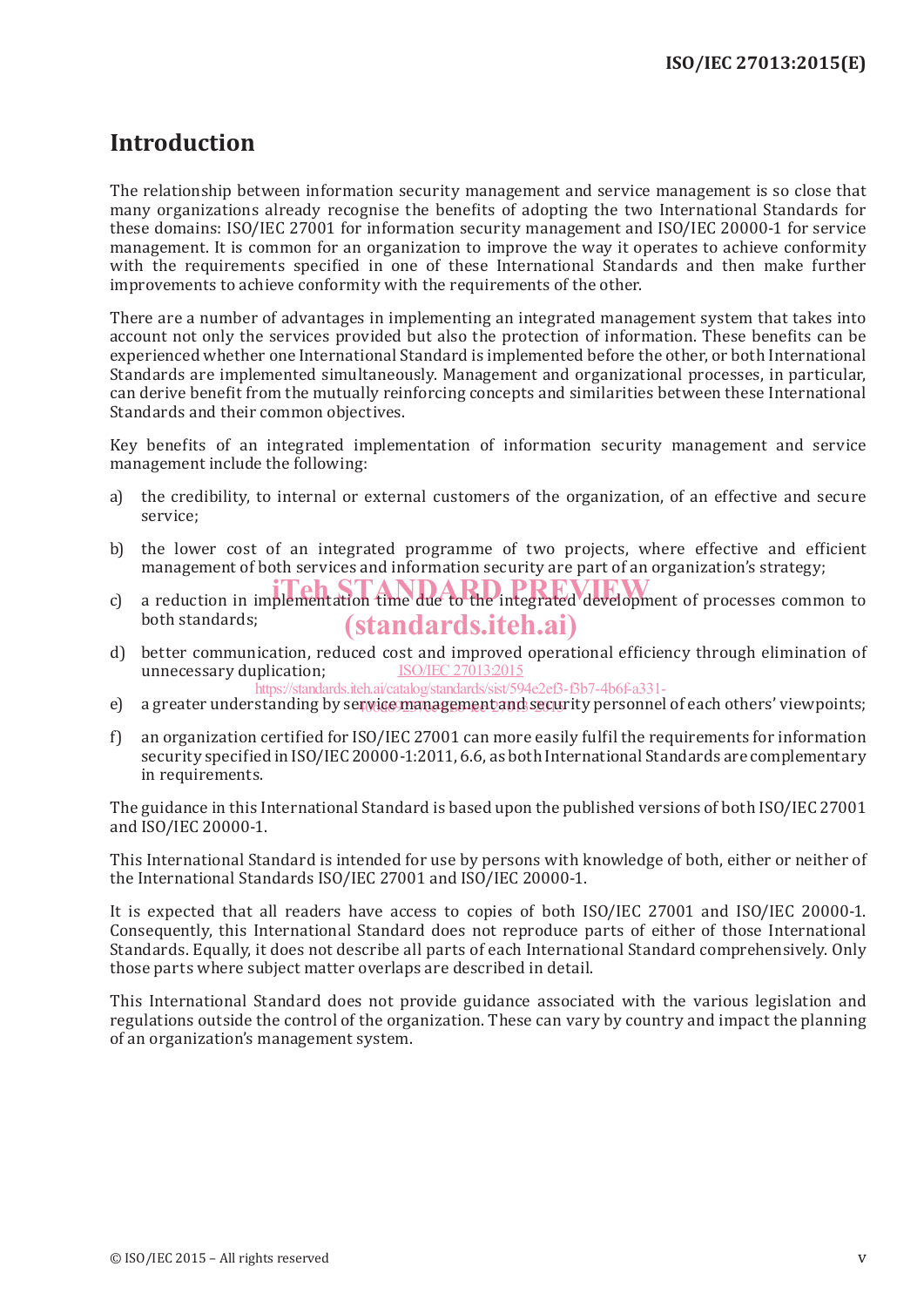# Introduction

The relationship between information security management and service management is so close that many organizations already recognise the benefits of adopting the two International Standards for these domains: ISO/IEC 27001 for information security management and ISO/IEC 20000-1 for service management. It is common for an organization to improve the way it operates to achieve conformity with the requirements specified in one of these International Standards and then make further improvements to achieve conformity with the requirements of the other.

There are a number of advantages in implementing an integrated management system that takes into account not only the services provided but also the protection of information. These benefits can be experienced whether one International Standard is implemented before the other, or both International Standards are implemented simultaneously. Management and organizational processes, in particular, can derive benefit from the mutually reinforcing concepts and similarities between these International Standards and their common objectives.

Key benefits of an integrated implementation of information security management and service management include the following:

a) the credibility, to internal or external customers of the organization, of an effective and secure service;

b) the lower cost of an integrated programme of two projects, where effective and efficient management of both services and information security are part of an organization's strategy;

c) a reduction in implementation time due to the integrated development of processes common to both standards;

d) better communication, reduced cost and improved operational efficiency through elimination of unnecessary duplication;

e) a greater understanding by service management and security personnel of each others' viewpoints;

f) an organization certified for ISO/IEC 27001 can more easily fulfil the requirements for information security specified in ISO/IEC 20000-1:2011, 6.6, as both International Standards are complementary in requirements.

The guidance in this International Standard is based upon the published versions of both ISO/IEC 27001 and ISO/IEC 20000-1.

This International Standard is intended for use by persons with knowledge of both, either or neither of the International Standards ISO/IEC 27001 and ISO/IEC 20000-1.

It is expected that all readers have access to copies of both ISO/IEC 27001 and ISO/IEC 20000-1. Consequently, this International Standard does not reproduce parts of either of those International Standards. Equally, it does not describe all parts of each International Standard comprehensively. Only those parts where subject matter overlaps are described in detail.

This International Standard does not provide guidance associated with the various legislation and regulations outside the control of the organization. These can vary by country and impact the planning of an organization's management system.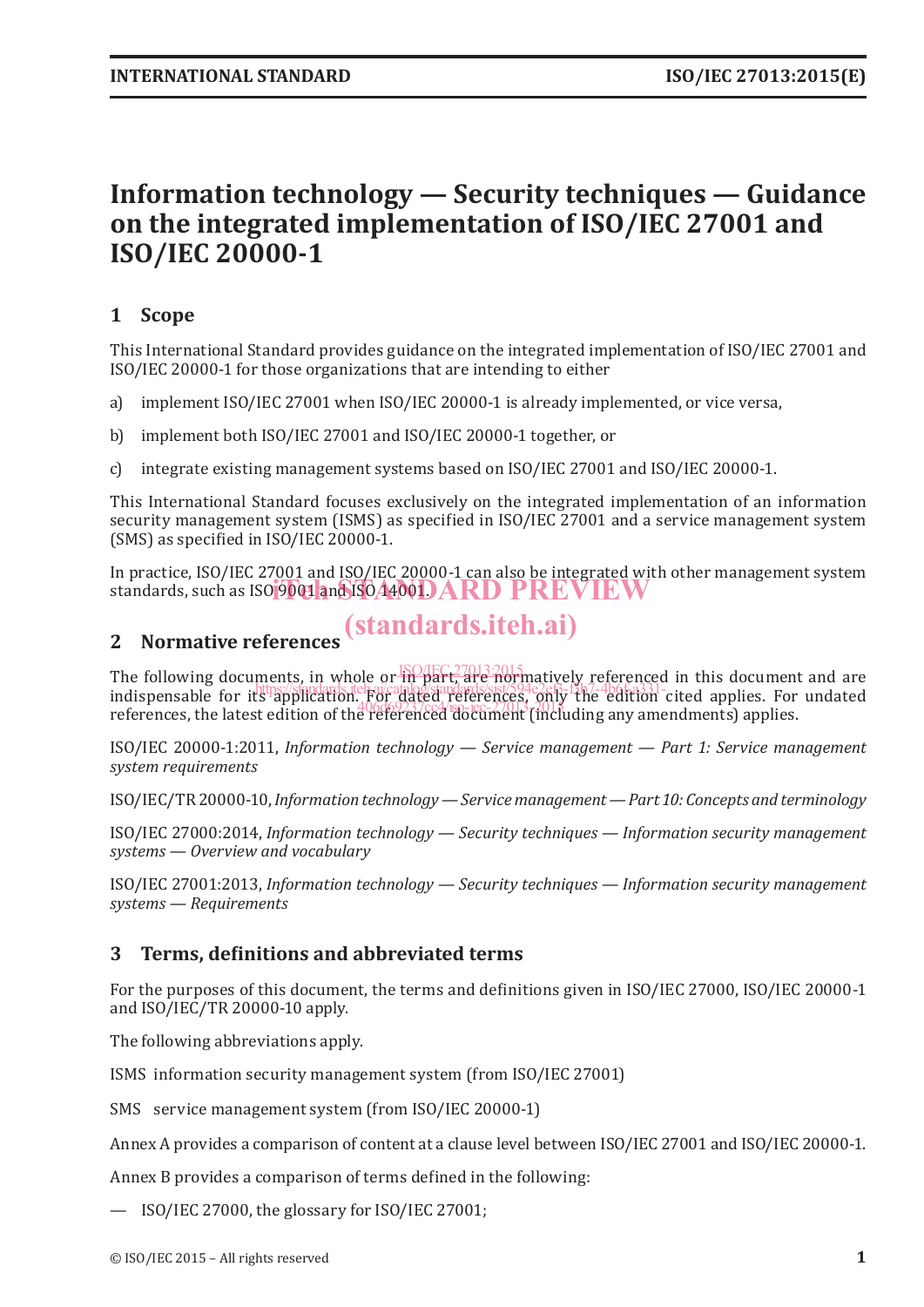# Information technology — Security techniques — Guidance on the integrated implementation of ISO/IEC 27001 and ISO/IEC 20000-1

## 1 Scope

This International Standard provides guidance on the integrated implementation of ISO/IEC 27001 and ISO/IEC 20000-1 for those organizations that are intending to either

a) implement ISO/IEC 27001 when ISO/IEC 20000-1 is already implemented, or vice versa,

b) implement both ISO/IEC 27001 and ISO/IEC 20000-1 together, or

c) integrate existing management systems based on ISO/IEC 27001 and ISO/IEC 20000-1.

This International Standard focuses exclusively on the integrated implementation of an information security management system (ISMS) as specified in ISO/IEC 27001 and a service management system (SMS) as specified in ISO/IEC 20000-1.

In practice, ISO/IEC 27001 and ISO/IEC 20000-1 can also be integrated with other management system standards, such as ISO 9001 and ISO 14001.

## 2 Normative references

The following documents, in whole or in part, are normatively referenced in this document and are indispensable for its application. For dated references, only the edition cited applies. For undated references, the latest edition of the referenced document (including any amendments) applies.

ISO/IEC 20000-1:2011, *Information technology — Service management — Part 1: Service management system requirements*

ISO/IEC/TR 20000-10, *Information technology — Service management — Part 10: Concepts and terminology*

ISO/IEC 27000:2014, *Information technology — Security techniques — Information security management systems — Overview and vocabulary*

ISO/IEC 27001:2013, *Information technology — Security techniques — Information security management systems — Requirements*

## 3 Terms, definitions and abbreviated terms

For the purposes of this document, the terms and definitions given in ISO/IEC 27000, ISO/IEC 20000-1 and ISO/IEC/TR 20000-10 apply.

The following abbreviations apply.

ISMS information security management system (from ISO/IEC 27001)

SMS service management system (from ISO/IEC 20000-1)

Annex A provides a comparison of content at a clause level between ISO/IEC 27001 and ISO/IEC 20000-1.

Annex B provides a comparison of terms defined in the following:

— ISO/IEC 27000, the glossary for ISO/IEC 27001;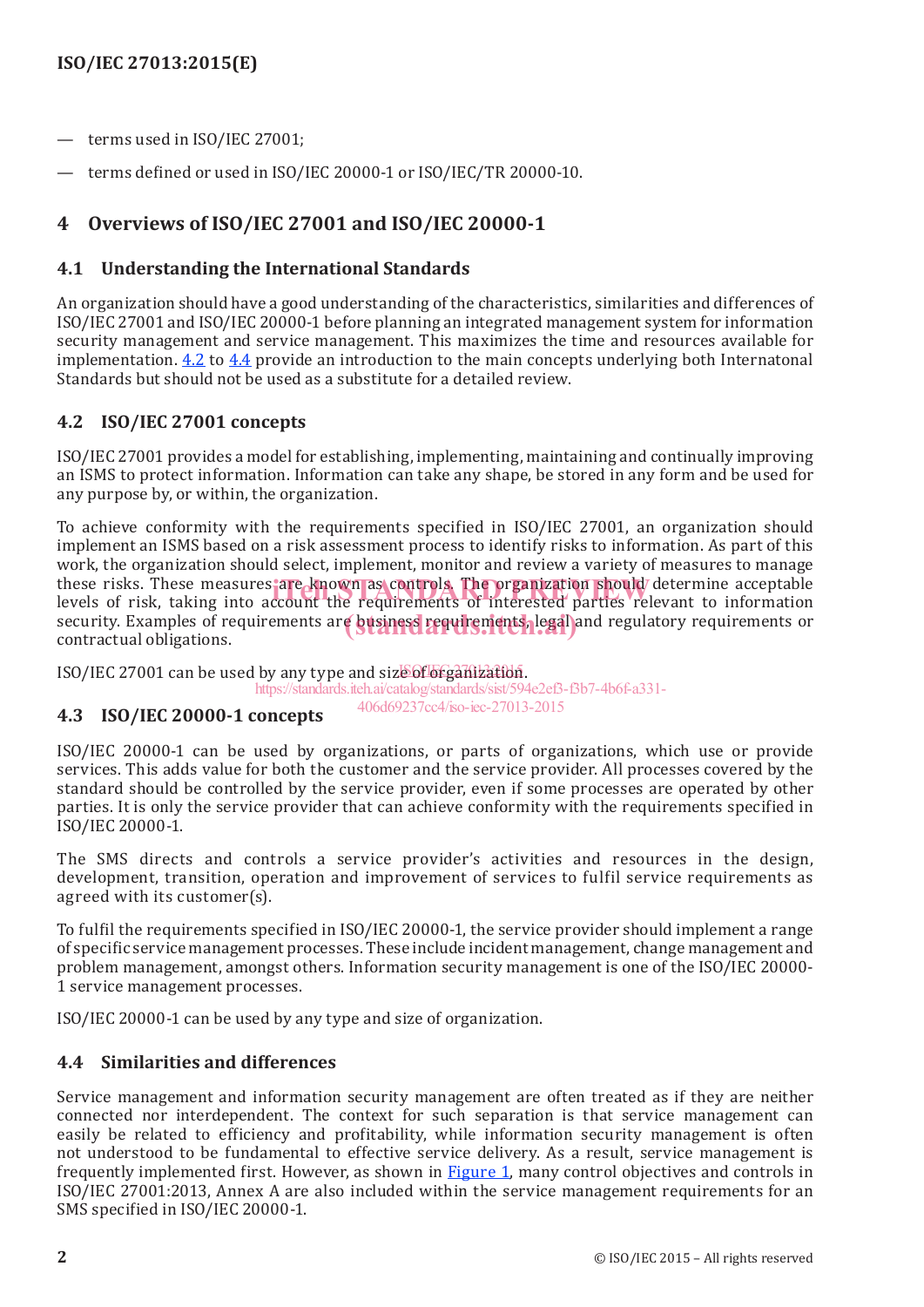— terms used in ISO/IEC 27001;

— terms defined or used in ISO/IEC 20000-1 or ISO/IEC/TR 20000-10.

## 4 Overviews of ISO/IEC 27001 and ISO/IEC 20000-1

### 4.1 Understanding the International Standards

An organization should have a good understanding of the characteristics, similarities and differences of ISO/IEC 27001 and ISO/IEC 20000-1 before planning an integrated management system for information security management and service management. This maximizes the time and resources available for implementation. 4.2 to 4.4 provide an introduction to the main concepts underlying both Internatonal Standards but should not be used as a substitute for a detailed review.

### 4.2 ISO/IEC 27001 concepts

ISO/IEC 27001 provides a model for establishing, implementing, maintaining and continually improving an ISMS to protect information. Information can take any shape, be stored in any form and be used for any purpose by, or within, the organization.

To achieve conformity with the requirements specified in ISO/IEC 27001, an organization should implement an ISMS based on a risk assessment process to identify risks to information. As part of this work, the organization should select, implement, monitor and review a variety of measures to manage these risks. These measures are known as controls. The organization should determine acceptable levels of risk, taking into account the requirements of interested parties relevant to information security. Examples of requirements are business requirements, legal and regulatory requirements or contractual obligations.

ISO/IEC 27001 can be used by any type and size of organization.

### 4.3 ISO/IEC 20000-1 concepts

ISO/IEC 20000-1 can be used by organizations, or parts of organizations, which use or provide services. This adds value for both the customer and the service provider. All processes covered by the standard should be controlled by the service provider, even if some processes are operated by other parties. It is only the service provider that can achieve conformity with the requirements specified in ISO/IEC 20000-1.

The SMS directs and controls a service provider's activities and resources in the design, development, transition, operation and improvement of services to fulfil service requirements as agreed with its customer(s).

To fulfil the requirements specified in ISO/IEC 20000-1, the service provider should implement a range of specific service management processes. These include incident management, change management and problem management, amongst others. Information security management is one of the ISO/IEC 20000-1 service management processes.

ISO/IEC 20000-1 can be used by any type and size of organization.

### 4.4 Similarities and differences

Service management and information security management are often treated as if they are neither connected nor interdependent. The context for such separation is that service management can easily be related to efficiency and profitability, while information security management is often not understood to be fundamental to effective service delivery. As a result, service management is frequently implemented first. However, as shown in Figure 1, many control objectives and controls in ISO/IEC 27001:2013, Annex A are also included within the service management requirements for an SMS specified in ISO/IEC 20000-1.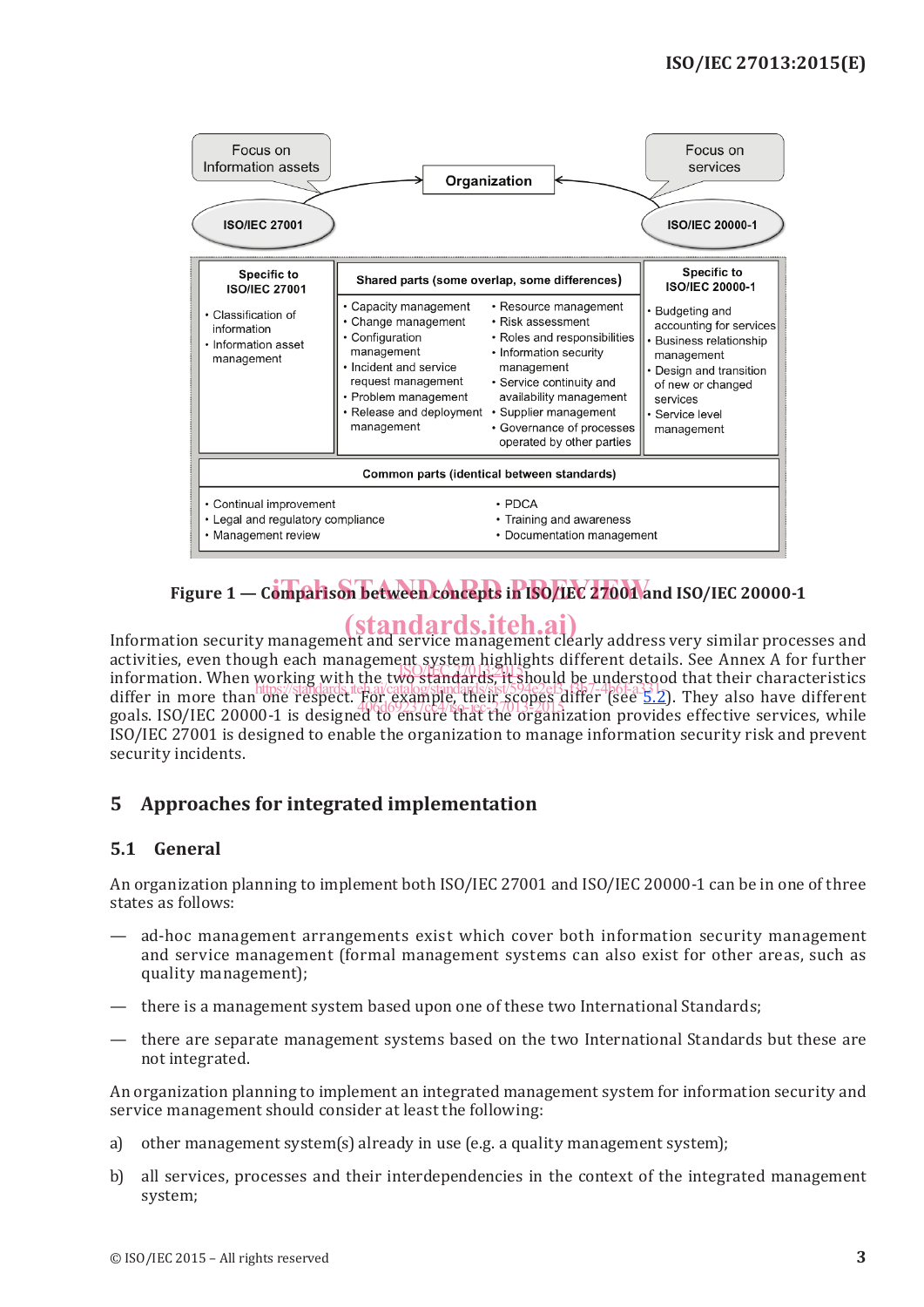Focus on Information assets | Organization | Focus on services

ISO/IEC 27001 | ISO/IEC 20000-1

| Specific to ISO/IEC 27001 | Shared parts (some overlap, some differences) | | Specific to ISO/IEC 20000-1 |
|---|---|---|---|
| • Classification of information<br>• Information asset management | • Capacity management<br>• Change management<br>• Configuration management<br>• Incident and service request management<br>• Problem management<br>• Release and deployment management | • Resource management<br>• Risk assessment<br>• Roles and responsibilities<br>• Information security management<br>• Service continuity and availability management<br>• Supplier management<br>• Governance of processes operated by other parties | • Budgeting and accounting for services<br>• Business relationship management<br>• Design and transition of new or changed services<br>• Service level management |

| Common parts (identical between standards) | |
|---|---|
| • Continual improvement<br>• Legal and regulatory compliance<br>• Management review | • PDCA<br>• Training and awareness<br>• Documentation management |

**Figure 1 — Comparison between concepts in ISO/IEC 27001 and ISO/IEC 20000-1**

Information security management and service management clearly address very similar processes and activities, even though each management system highlights different details. See Annex A for further information. When working with the two standards, it should be understood that their characteristics differ in more than one respect. For example, their scopes differ (see 5.2). They also have different goals. ISO/IEC 20000-1 is designed to ensure that the organization provides effective services, while ISO/IEC 27001 is designed to enable the organization to manage information security risk and prevent security incidents.

## 5 Approaches for integrated implementation

### 5.1 General

An organization planning to implement both ISO/IEC 27001 and ISO/IEC 20000-1 can be in one of three states as follows:

— ad-hoc management arrangements exist which cover both information security management and service management (formal management systems can also exist for other areas, such as quality management);

— there is a management system based upon one of these two International Standards;

— there are separate management systems based on the two International Standards but these are not integrated.

An organization planning to implement an integrated management system for information security and service management should consider at least the following:

a) other management system(s) already in use (e.g. a quality management system);

b) all services, processes and their interdependencies in the context of the integrated management system;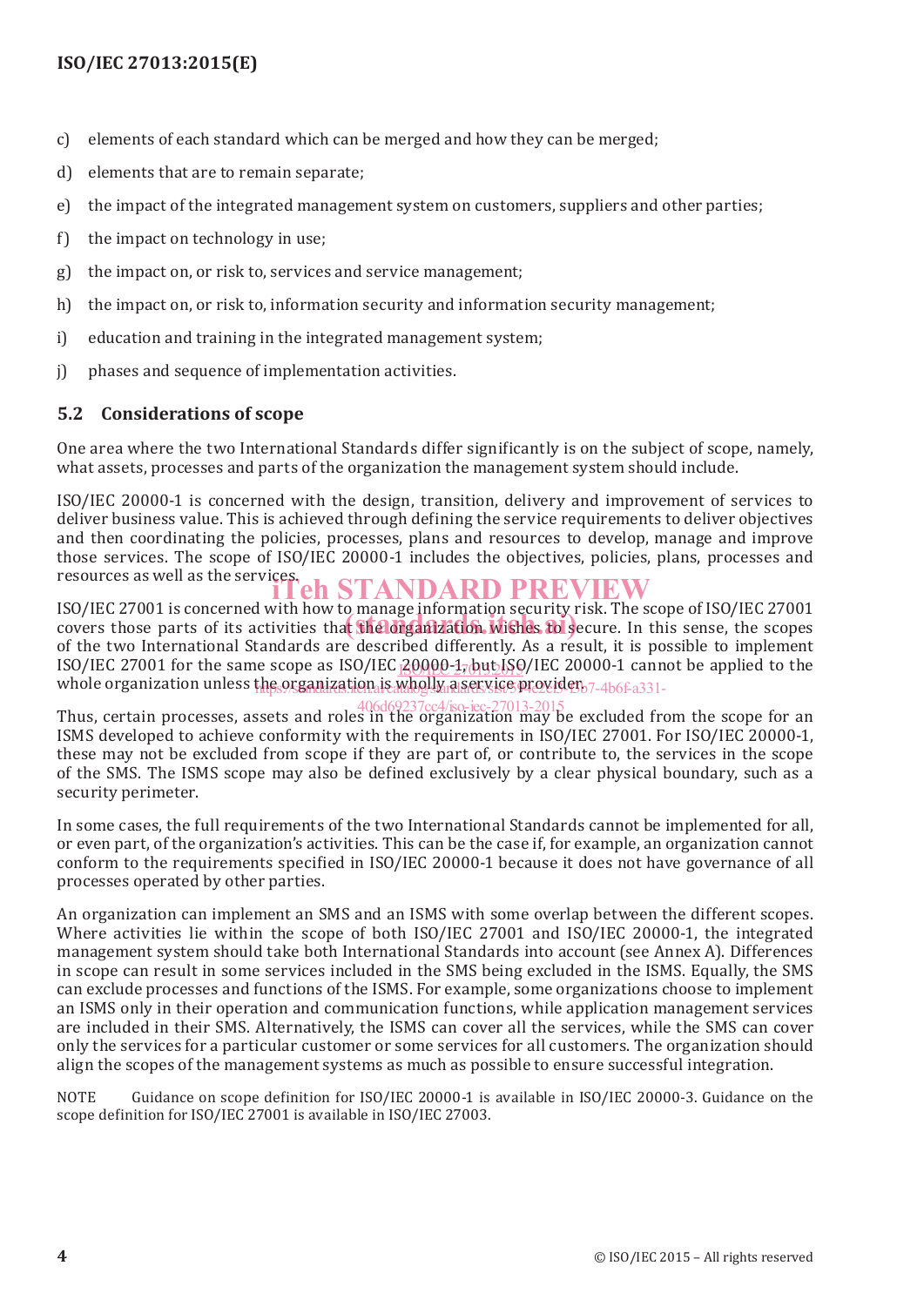c) elements of each standard which can be merged and how they can be merged;

d) elements that are to remain separate;

e) the impact of the integrated management system on customers, suppliers and other parties;

f) the impact on technology in use;

g) the impact on, or risk to, services and service management;

h) the impact on, or risk to, information security and information security management;

i) education and training in the integrated management system;

j) phases and sequence of implementation activities.

## 5.2 Considerations of scope

One area where the two International Standards differ significantly is on the subject of scope, namely, what assets, processes and parts of the organization the management system should include.

ISO/IEC 20000-1 is concerned with the design, transition, delivery and improvement of services to deliver business value. This is achieved through defining the service requirements to deliver objectives and then coordinating the policies, processes, plans and resources to develop, manage and improve those services. The scope of ISO/IEC 20000-1 includes the objectives, policies, plans, processes and resources as well as the services.

ISO/IEC 27001 is concerned with how to manage information security risk. The scope of ISO/IEC 27001 covers those parts of its activities that the organization wishes to secure. In this sense, the scopes of the two International Standards are described differently. As a result, it is possible to implement ISO/IEC 27001 for the same scope as ISO/IEC 20000-1, but ISO/IEC 20000-1 cannot be applied to the whole organization unless the organization is wholly a service provider.

Thus, certain processes, assets and roles in the organization may be excluded from the scope for an ISMS developed to achieve conformity with the requirements in ISO/IEC 27001. For ISO/IEC 20000-1, these may not be excluded from scope if they are part of, or contribute to, the services in the scope of the SMS. The ISMS scope may also be defined exclusively by a clear physical boundary, such as a security perimeter.

In some cases, the full requirements of the two International Standards cannot be implemented for all, or even part, of the organization's activities. This can be the case if, for example, an organization cannot conform to the requirements specified in ISO/IEC 20000-1 because it does not have governance of all processes operated by other parties.

An organization can implement an SMS and an ISMS with some overlap between the different scopes. Where activities lie within the scope of both ISO/IEC 27001 and ISO/IEC 20000-1, the integrated management system should take both International Standards into account (see Annex A). Differences in scope can result in some services included in the SMS being excluded in the ISMS. Equally, the SMS can exclude processes and functions of the ISMS. For example, some organizations choose to implement an ISMS only in their operation and communication functions, while application management services are included in their SMS. Alternatively, the ISMS can cover all the services, while the SMS can cover only the services for a particular customer or some services for all customers. The organization should align the scopes of the management systems as much as possible to ensure successful integration.

NOTE Guidance on scope definition for ISO/IEC 20000-1 is available in ISO/IEC 20000-3. Guidance on the scope definition for ISO/IEC 27001 is available in ISO/IEC 27003.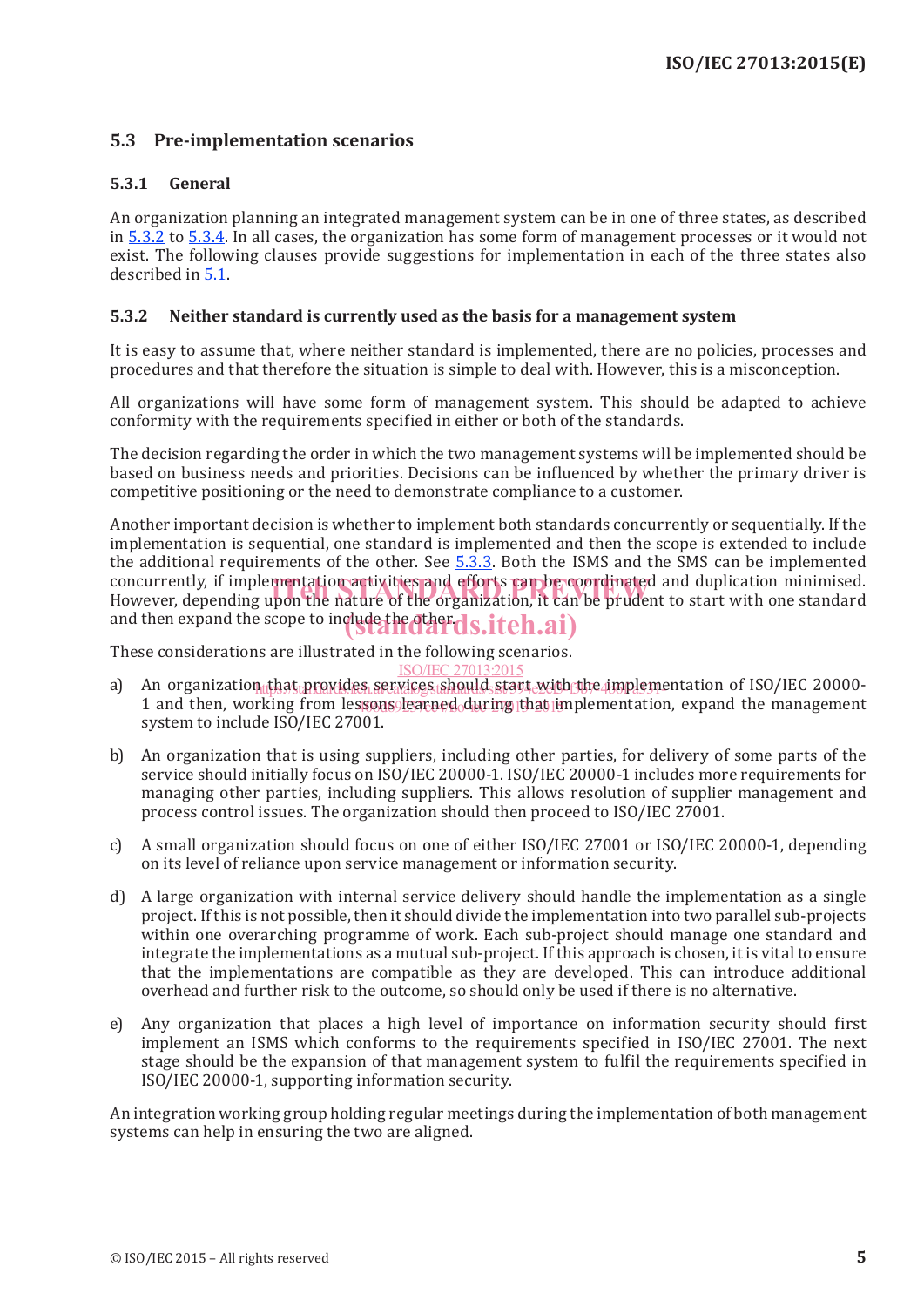## 5.3 Pre-implementation scenarios

### 5.3.1 General

An organization planning an integrated management system can be in one of three states, as described in 5.3.2 to 5.3.4. In all cases, the organization has some form of management processes or it would not exist. The following clauses provide suggestions for implementation in each of the three states also described in 5.1.

### 5.3.2 Neither standard is currently used as the basis for a management system

It is easy to assume that, where neither standard is implemented, there are no policies, processes and procedures and that therefore the situation is simple to deal with. However, this is a misconception.

All organizations will have some form of management system. This should be adapted to achieve conformity with the requirements specified in either or both of the standards.

The decision regarding the order in which the two management systems will be implemented should be based on business needs and priorities. Decisions can be influenced by whether the primary driver is competitive positioning or the need to demonstrate compliance to a customer.

Another important decision is whether to implement both standards concurrently or sequentially. If the implementation is sequential, one standard is implemented and then the scope is extended to include the additional requirements of the other. See 5.3.3. Both the ISMS and the SMS can be implemented concurrently, if implementation activities and efforts can be coordinated and duplication minimised. However, depending upon the nature of the organization, it can be prudent to start with one standard and then expand the scope to include the other.

These considerations are illustrated in the following scenarios.

a) An organization that provides services should start with the implementation of ISO/IEC 20000-1 and then, working from lessons learned during that implementation, expand the management system to include ISO/IEC 27001.

b) An organization that is using suppliers, including other parties, for delivery of some parts of the service should initially focus on ISO/IEC 20000-1. ISO/IEC 20000-1 includes more requirements for managing other parties, including suppliers. This allows resolution of supplier management and process control issues. The organization should then proceed to ISO/IEC 27001.

c) A small organization should focus on one of either ISO/IEC 27001 or ISO/IEC 20000-1, depending on its level of reliance upon service management or information security.

d) A large organization with internal service delivery should handle the implementation as a single project. If this is not possible, then it should divide the implementation into two parallel sub-projects within one overarching programme of work. Each sub-project should manage one standard and integrate the implementations as a mutual sub-project. If this approach is chosen, it is vital to ensure that the implementations are compatible as they are developed. This can introduce additional overhead and further risk to the outcome, so should only be used if there is no alternative.

e) Any organization that places a high level of importance on information security should first implement an ISMS which conforms to the requirements specified in ISO/IEC 27001. The next stage should be the expansion of that management system to fulfil the requirements specified in ISO/IEC 20000-1, supporting information security.

An integration working group holding regular meetings during the implementation of both management systems can help in ensuring the two are aligned.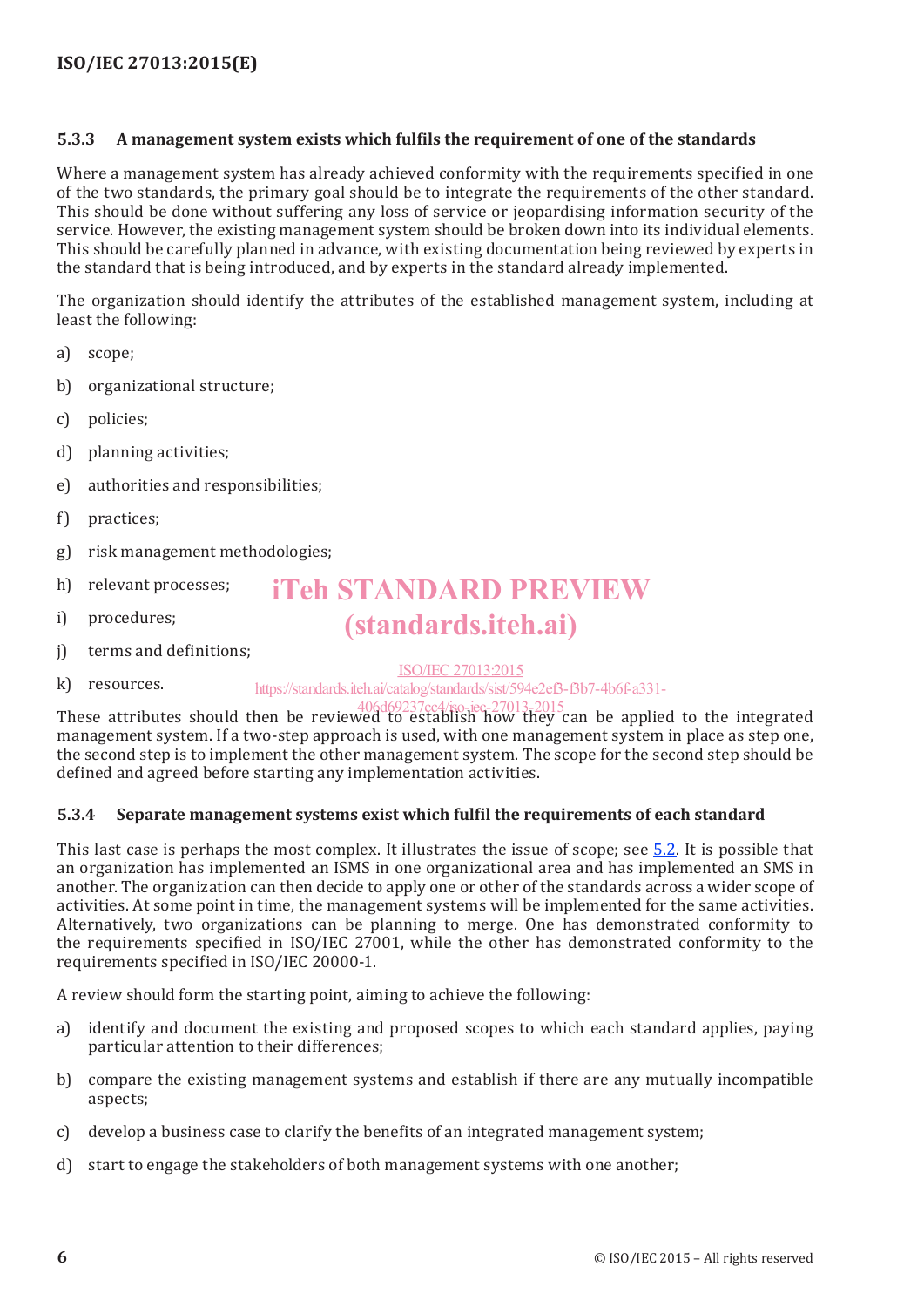### 5.3.3 A management system exists which fulfils the requirement of one of the standards

Where a management system has already achieved conformity with the requirements specified in one of the two standards, the primary goal should be to integrate the requirements of the other standard. This should be done without suffering any loss of service or jeopardising information security of the service. However, the existing management system should be broken down into its individual elements. This should be carefully planned in advance, with existing documentation being reviewed by experts in the standard that is being introduced, and by experts in the standard already implemented.

The organization should identify the attributes of the established management system, including at least the following:

a) scope;

b) organizational structure;

c) policies;

d) planning activities;

e) authorities and responsibilities;

f) practices;

g) risk management methodologies;

h) relevant processes;

i) procedures;

j) terms and definitions;

k) resources.

These attributes should then be reviewed to establish how they can be applied to the integrated management system. If a two-step approach is used, with one management system in place as step one, the second step is to implement the other management system. The scope for the second step should be defined and agreed before starting any implementation activities.

### 5.3.4 Separate management systems exist which fulfil the requirements of each standard

This last case is perhaps the most complex. It illustrates the issue of scope; see 5.2. It is possible that an organization has implemented an ISMS in one organizational area and has implemented an SMS in another. The organization can then decide to apply one or other of the standards across a wider scope of activities. At some point in time, the management systems will be implemented for the same activities. Alternatively, two organizations can be planning to merge. One has demonstrated conformity to the requirements specified in ISO/IEC 27001, while the other has demonstrated conformity to the requirements specified in ISO/IEC 20000-1.

A review should form the starting point, aiming to achieve the following:

a) identify and document the existing and proposed scopes to which each standard applies, paying particular attention to their differences;

b) compare the existing management systems and establish if there are any mutually incompatible aspects;

c) develop a business case to clarify the benefits of an integrated management system;

d) start to engage the stakeholders of both management systems with one another;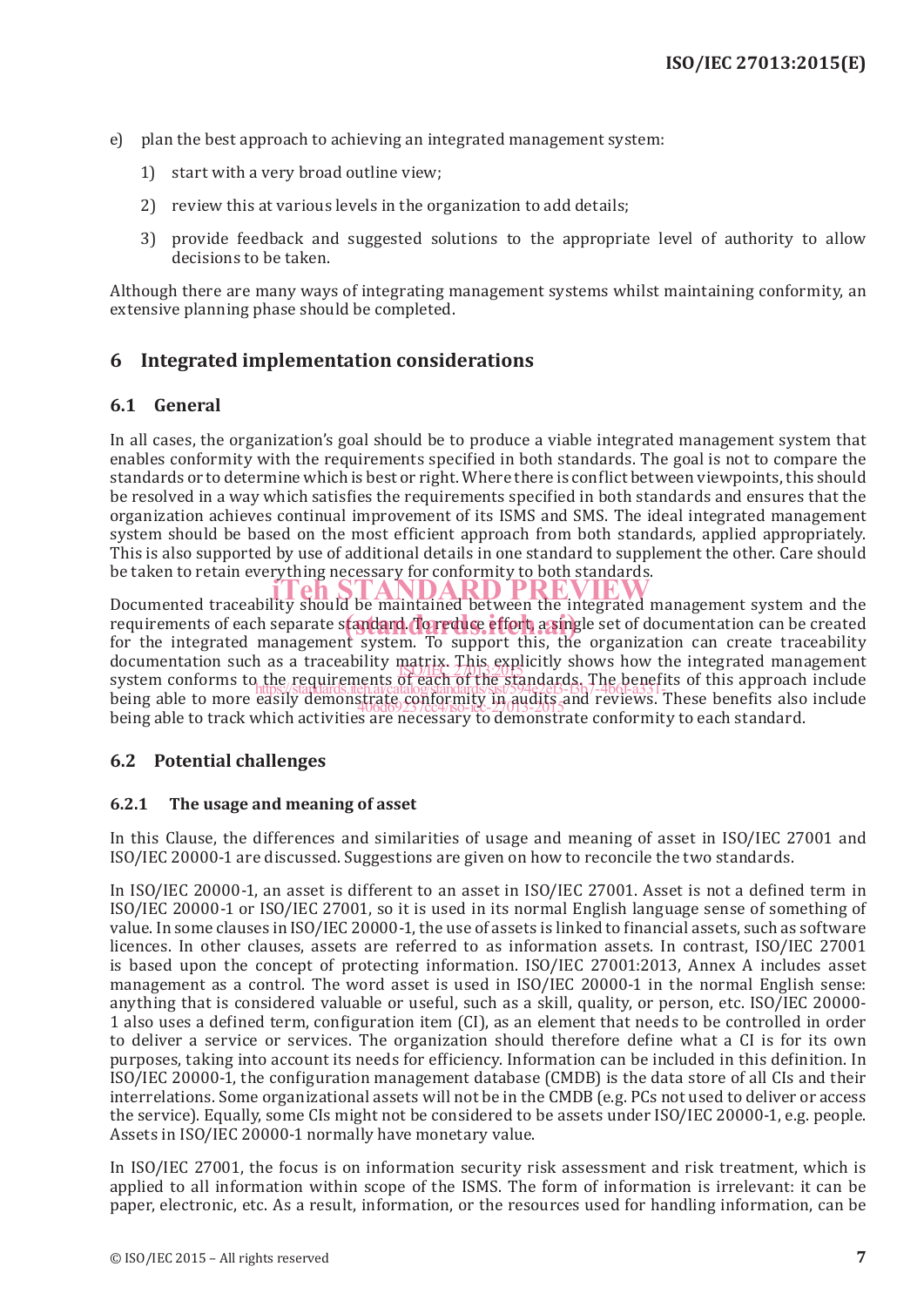e) plan the best approach to achieving an integrated management system:

   1) start with a very broad outline view;

   2) review this at various levels in the organization to add details;

   3) provide feedback and suggested solutions to the appropriate level of authority to allow decisions to be taken.

Although there are many ways of integrating management systems whilst maintaining conformity, an extensive planning phase should be completed.

## 6 Integrated implementation considerations

### 6.1 General

In all cases, the organization's goal should be to produce a viable integrated management system that enables conformity with the requirements specified in both standards. The goal is not to compare the standards or to determine which is best or right. Where there is conflict between viewpoints, this should be resolved in a way which satisfies the requirements specified in both standards and ensures that the organization achieves continual improvement of its ISMS and SMS. The ideal integrated management system should be based on the most efficient approach from both standards, applied appropriately. This is also supported by use of additional details in one standard to supplement the other. Care should be taken to retain everything necessary for conformity to both standards.

Documented traceability should be maintained between the integrated management system and the requirements of each separate standard. To reduce effort, a single set of documentation can be created for the integrated management system. To support this, the organization can create traceability documentation such as a traceability matrix. This explicitly shows how the integrated management system conforms to the requirements of each of the standards. The benefits of this approach include being able to more easily demonstrate conformity in audits and reviews. These benefits also include being able to track which activities are necessary to demonstrate conformity to each standard.

### 6.2 Potential challenges

#### 6.2.1 The usage and meaning of asset

In this Clause, the differences and similarities of usage and meaning of asset in ISO/IEC 27001 and ISO/IEC 20000-1 are discussed. Suggestions are given on how to reconcile the two standards.

In ISO/IEC 20000-1, an asset is different to an asset in ISO/IEC 27001. Asset is not a defined term in ISO/IEC 20000-1 or ISO/IEC 27001, so it is used in its normal English language sense of something of value. In some clauses in ISO/IEC 20000-1, the use of assets is linked to financial assets, such as software licences. In other clauses, assets are referred to as information assets. In contrast, ISO/IEC 27001 is based upon the concept of protecting information. ISO/IEC 27001:2013, Annex A includes asset management as a control. The word asset is used in ISO/IEC 20000-1 in the normal English sense: anything that is considered valuable or useful, such as a skill, quality, or person, etc. ISO/IEC 20000-1 also uses a defined term, configuration item (CI), as an element that needs to be controlled in order to deliver a service or services. The organization should therefore define what a CI is for its own purposes, taking into account its needs for efficiency. Information can be included in this definition. In ISO/IEC 20000-1, the configuration management database (CMDB) is the data store of all CIs and their interrelations. Some organizational assets will not be in the CMDB (e.g. PCs not used to deliver or access the service). Equally, some CIs might not be considered to be assets under ISO/IEC 20000-1, e.g. people. Assets in ISO/IEC 20000-1 normally have monetary value.

In ISO/IEC 27001, the focus is on information security risk assessment and risk treatment, which is applied to all information within scope of the ISMS. The form of information is irrelevant: it can be paper, electronic, etc. As a result, information, or the resources used for handling information, can be